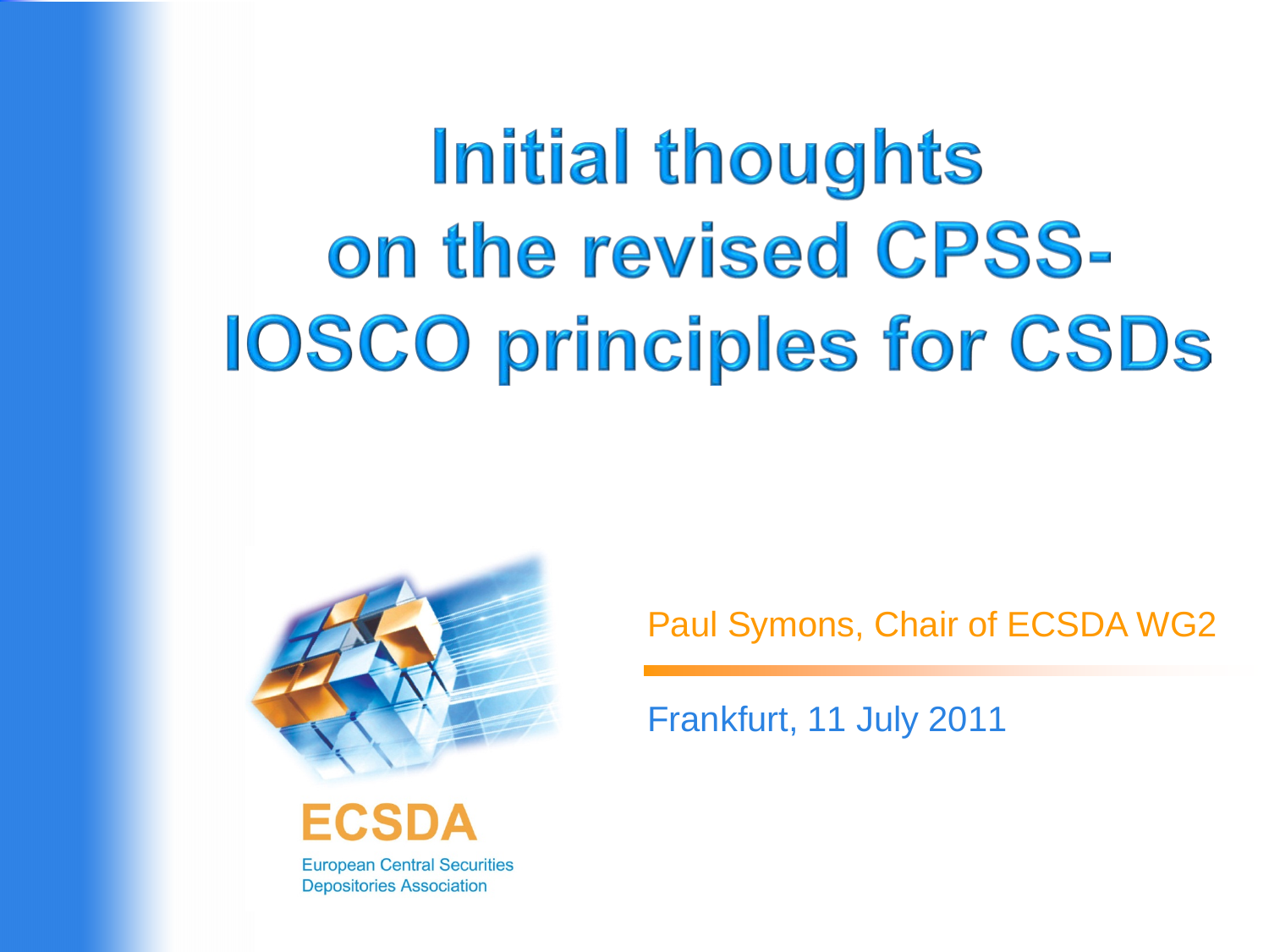# Initial thoughts on the revised CPSS-IOSCO principles for CSDs

ECSDA

European Central Securities Depositories Association

Paul Symons, Chair of ECSDA WG2

Frankfurt, 11 July 2011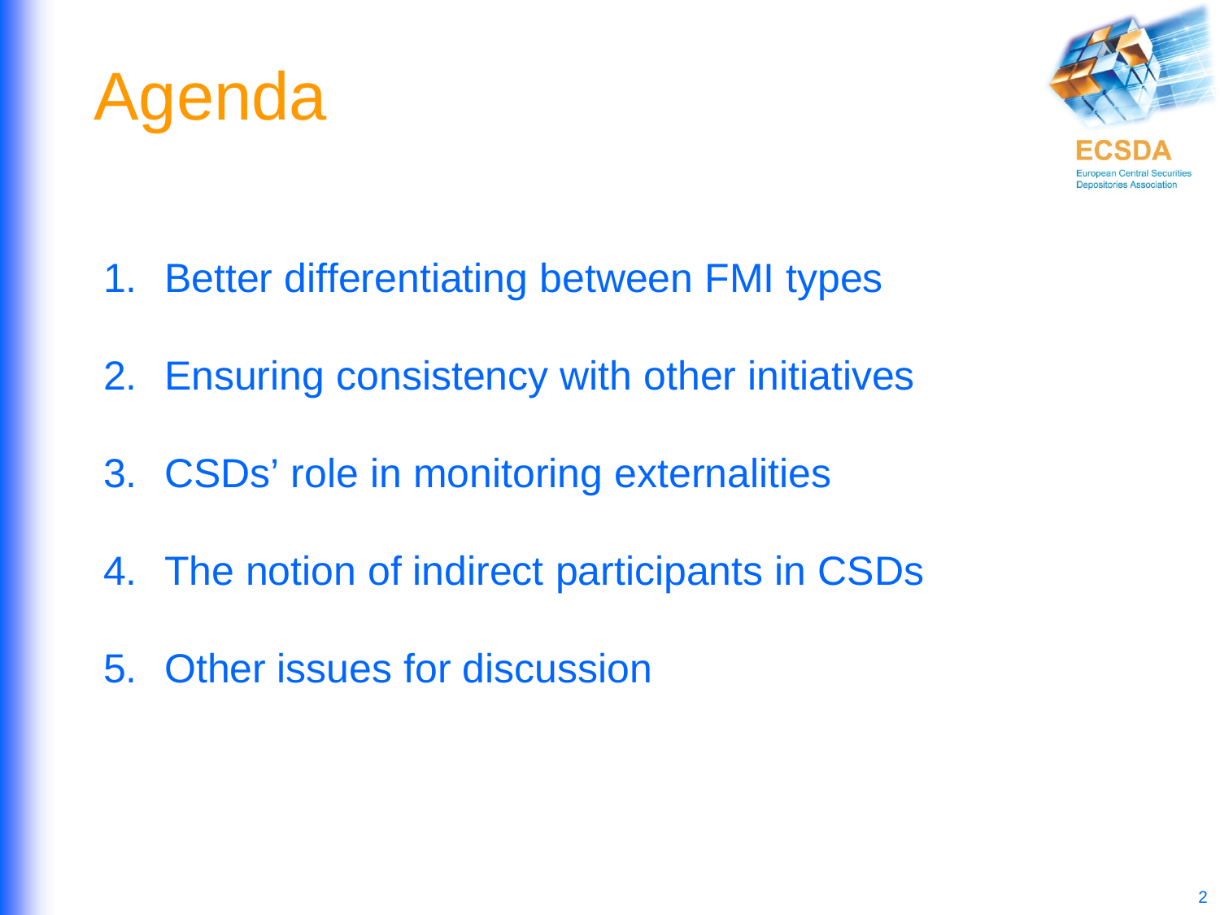# Agenda

1. Better differentiating between FMI types
2. Ensuring consistency with other initiatives
3. CSDs' role in monitoring externalities
4. The notion of indirect participants in CSDs
5. Other issues for discussion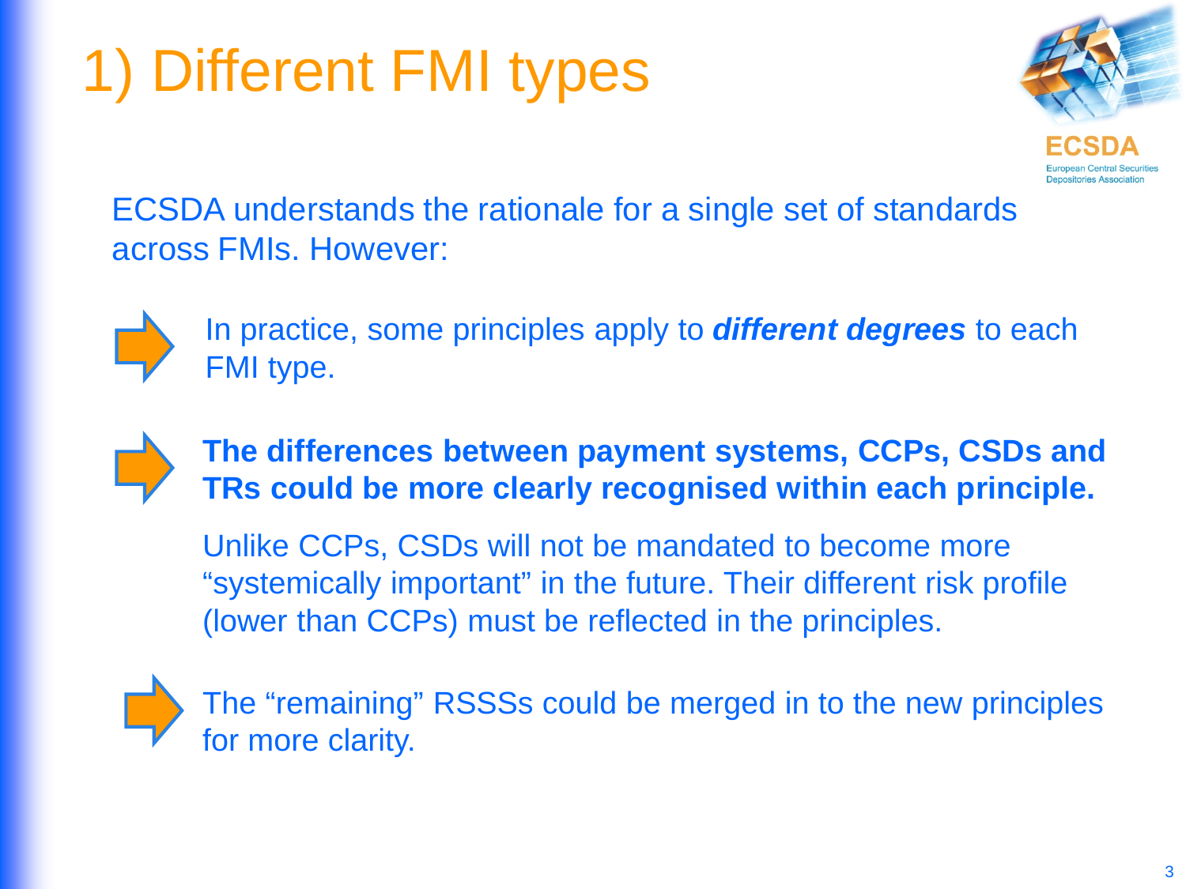# 1) Different FMI types

ECSDA understands the rationale for a single set of standards across FMIs. However:

- In practice, some principles apply to ***different degrees*** to each FMI type.

- **The differences between payment systems, CCPs, CSDs and TRs could be more clearly recognised within each principle.**

  Unlike CCPs, CSDs will not be mandated to become more "systemically important" in the future. Their different risk profile (lower than CCPs) must be reflected in the principles.

- The "remaining" RSSSs could be merged in to the new principles for more clarity.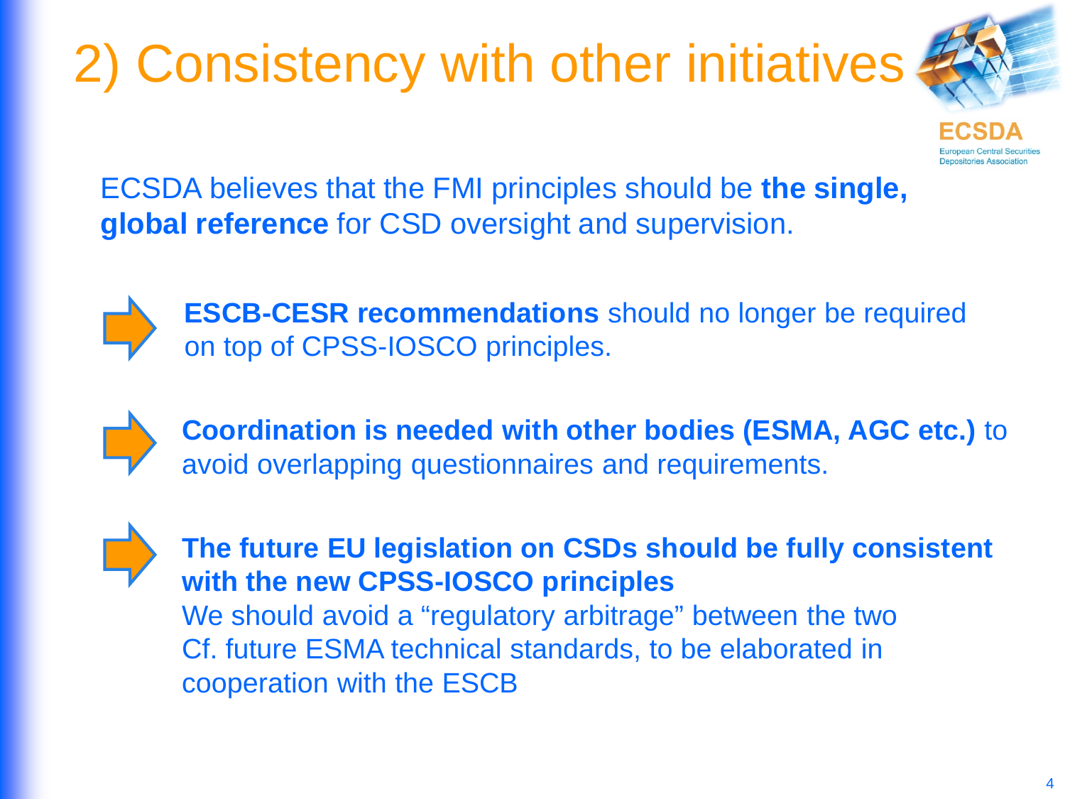# 2) Consistency with other initiatives

ECSDA
European Central Securities Depositories Association

ECSDA believes that the FMI principles should be **the single, global reference** for CSD oversight and supervision.

- **ESCB-CESR recommendations** should no longer be required on top of CPSS-IOSCO principles.

- **Coordination is needed with other bodies (ESMA, AGC etc.)** to avoid overlapping questionnaires and requirements.

- **The future EU legislation on CSDs should be fully consistent with the new CPSS-IOSCO principles**
  We should avoid a "regulatory arbitrage" between the two
  Cf. future ESMA technical standards, to be elaborated in cooperation with the ESCB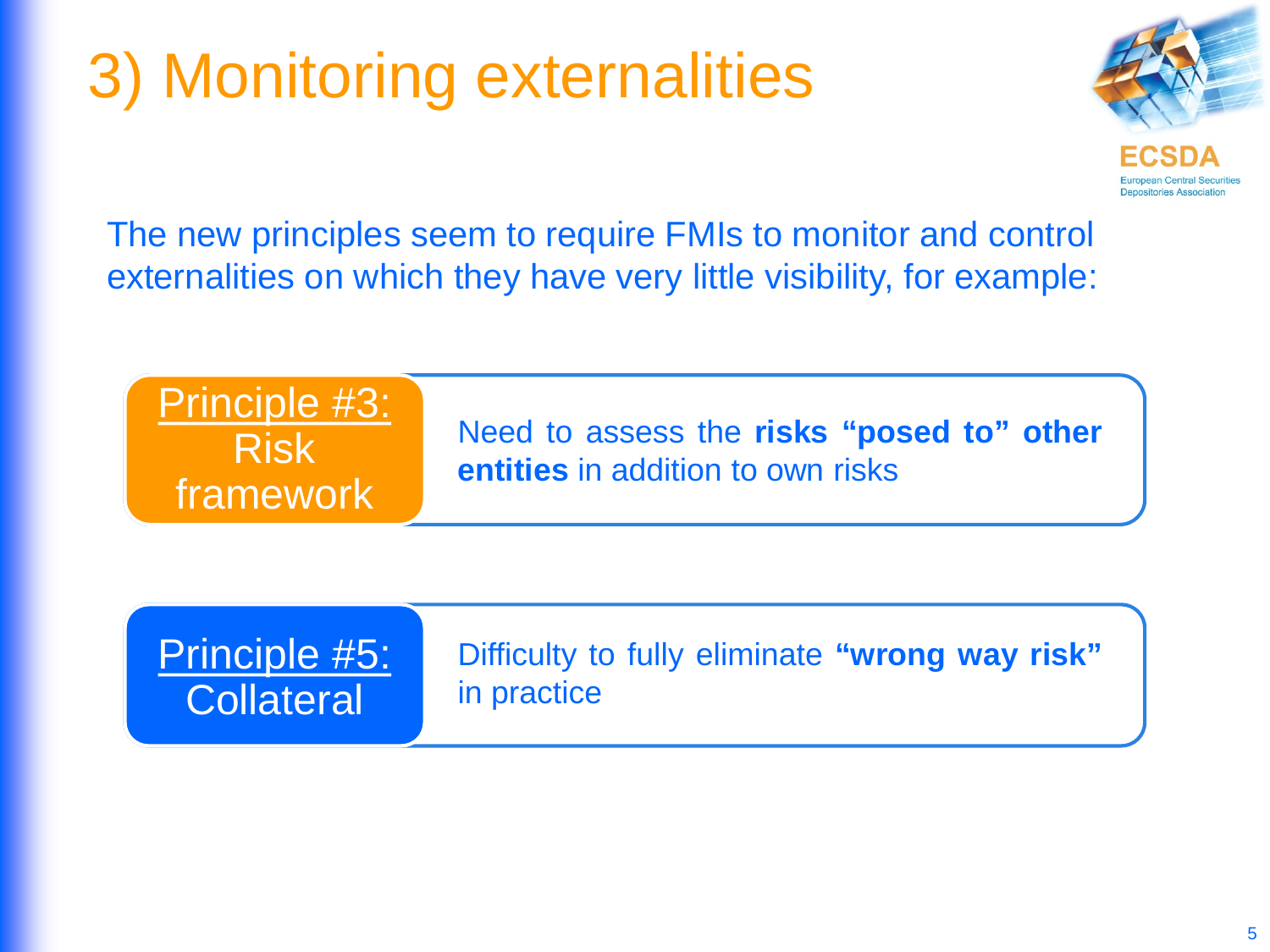# 3) Monitoring externalities

The new principles seem to require FMIs to monitor and control externalities on which they have very little visibility, for example:

**Principle #3: Risk framework**

Need to assess the **risks "posed to" other entities** in addition to own risks

**Principle #5: Collateral**

Difficulty to fully eliminate **"wrong way risk"** in practice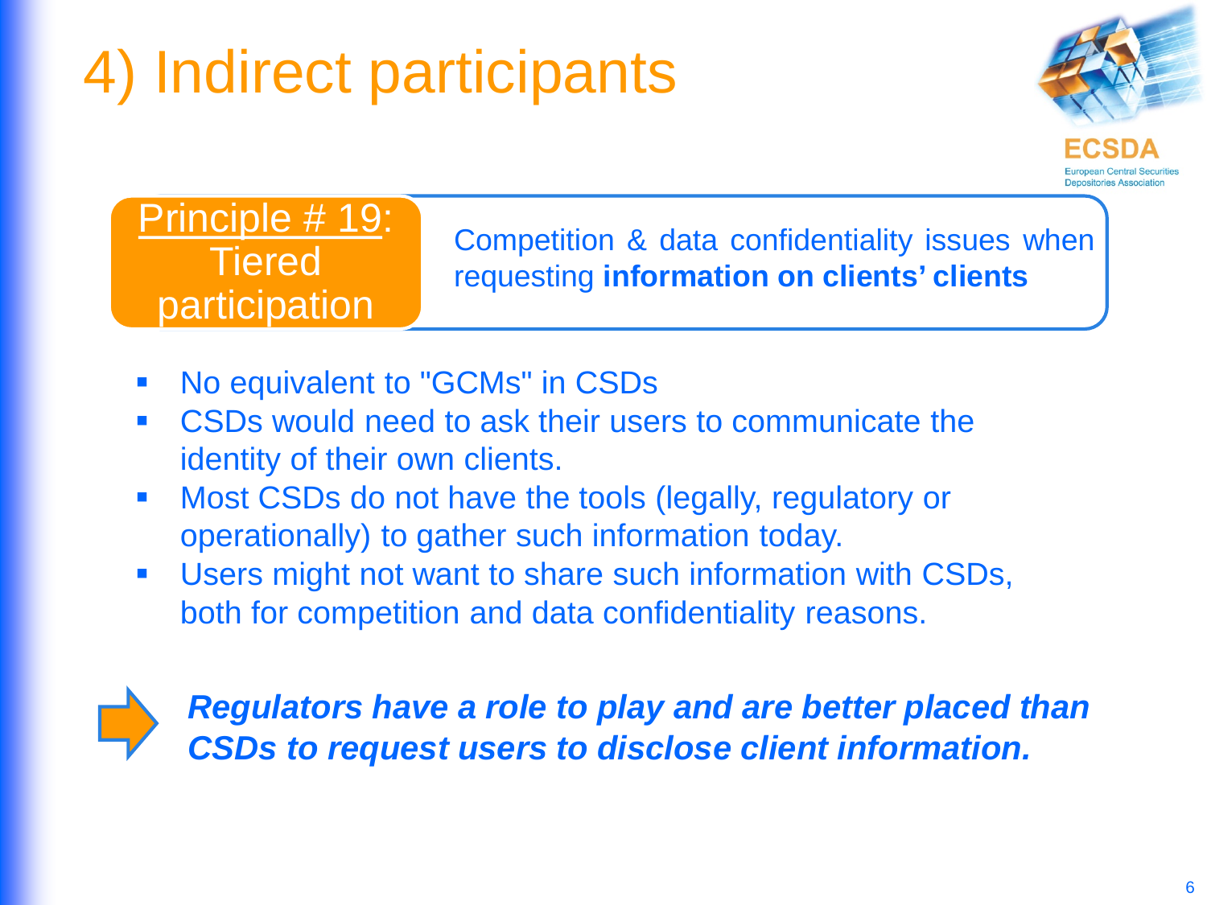# 4) Indirect participants

ECSDA
European Central Securities Depositories Association

**Principle # 19: Tiered participation**

Competition & data confidentiality issues when requesting **information on clients' clients**

- No equivalent to "GCMs" in CSDs
- CSDs would need to ask their users to communicate the identity of their own clients.
- Most CSDs do not have the tools (legally, regulatory or operationally) to gather such information today.
- Users might not want to share such information with CSDs, both for competition and data confidentiality reasons.

➡ ***Regulators have a role to play and are better placed than CSDs to request users to disclose client information.***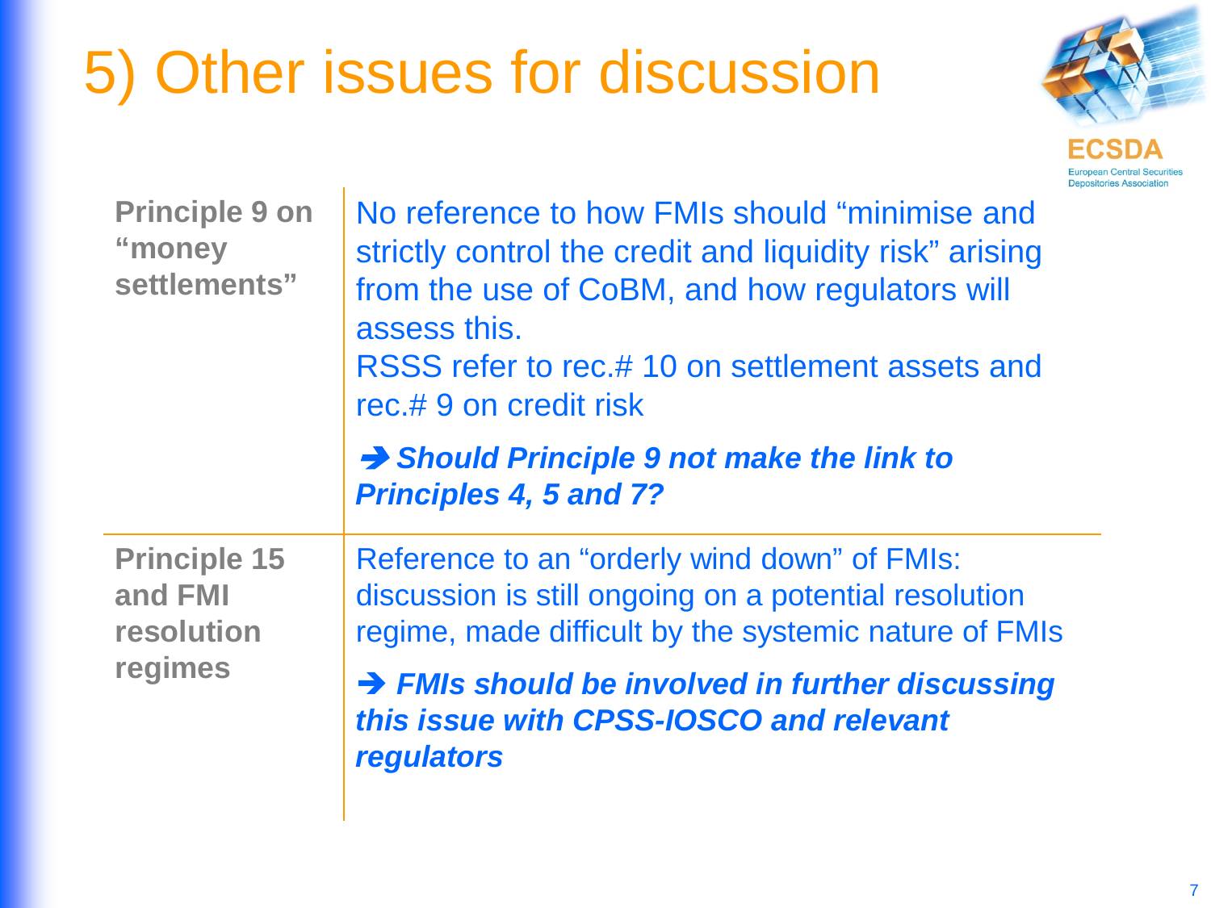# 5) Other issues for discussion

| | |
|---|---|
| **Principle 9 on "money settlements"** | No reference to how FMIs should "minimise and strictly control the credit and liquidity risk" arising from the use of CoBM, and how regulators will assess this.<br>RSSS refer to rec.# 10 on settlement assets and rec.# 9 on credit risk<br><br>➔ ***Should Principle 9 not make the link to Principles 4, 5 and 7?*** |
| **Principle 15 and FMI resolution regimes** | Reference to an "orderly wind down" of FMIs: discussion is still ongoing on a potential resolution regime, made difficult by the systemic nature of FMIs<br><br>➔ ***FMIs should be involved in further discussing this issue with CPSS-IOSCO and relevant regulators*** |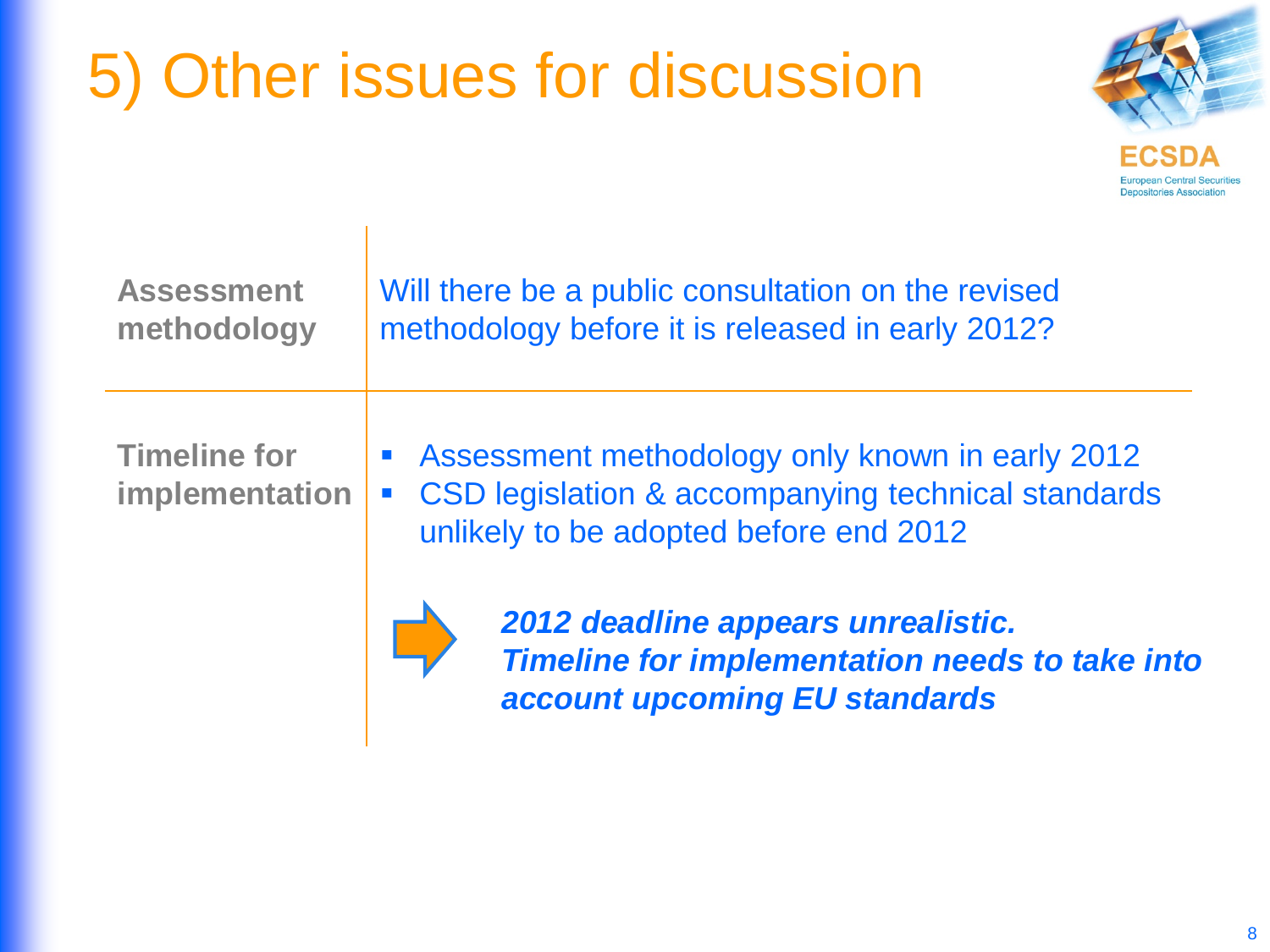# 5) Other issues for discussion

| | |
|---|---|
| **Assessment methodology** | Will there be a public consultation on the revised methodology before it is released in early 2012? |
| **Timeline for implementation** | ▪ Assessment methodology only known in early 2012<br>▪ CSD legislation & accompanying technical standards unlikely to be adopted before end 2012<br><br>➡ ***2012 deadline appears unrealistic. Timeline for implementation needs to take into account upcoming EU standards*** |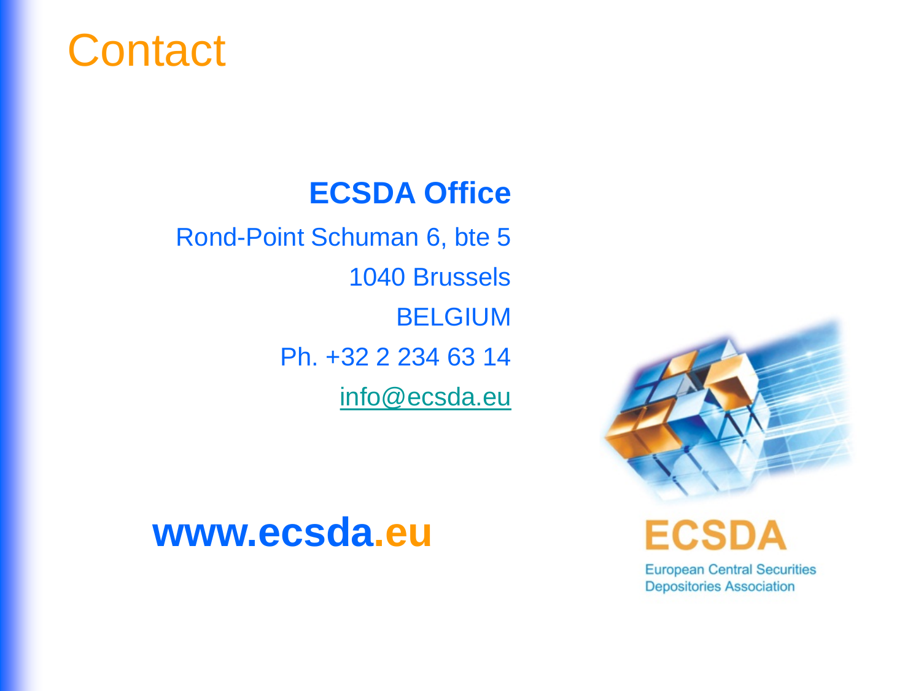# Contact

**ECSDA Office**

Rond-Point Schuman 6, bte 5

1040 Brussels

BELGIUM

Ph. +32 2 234 63 14

info@ecsda.eu

**www.ecsda.eu**

ECSDA

European Central Securities Depositories Association